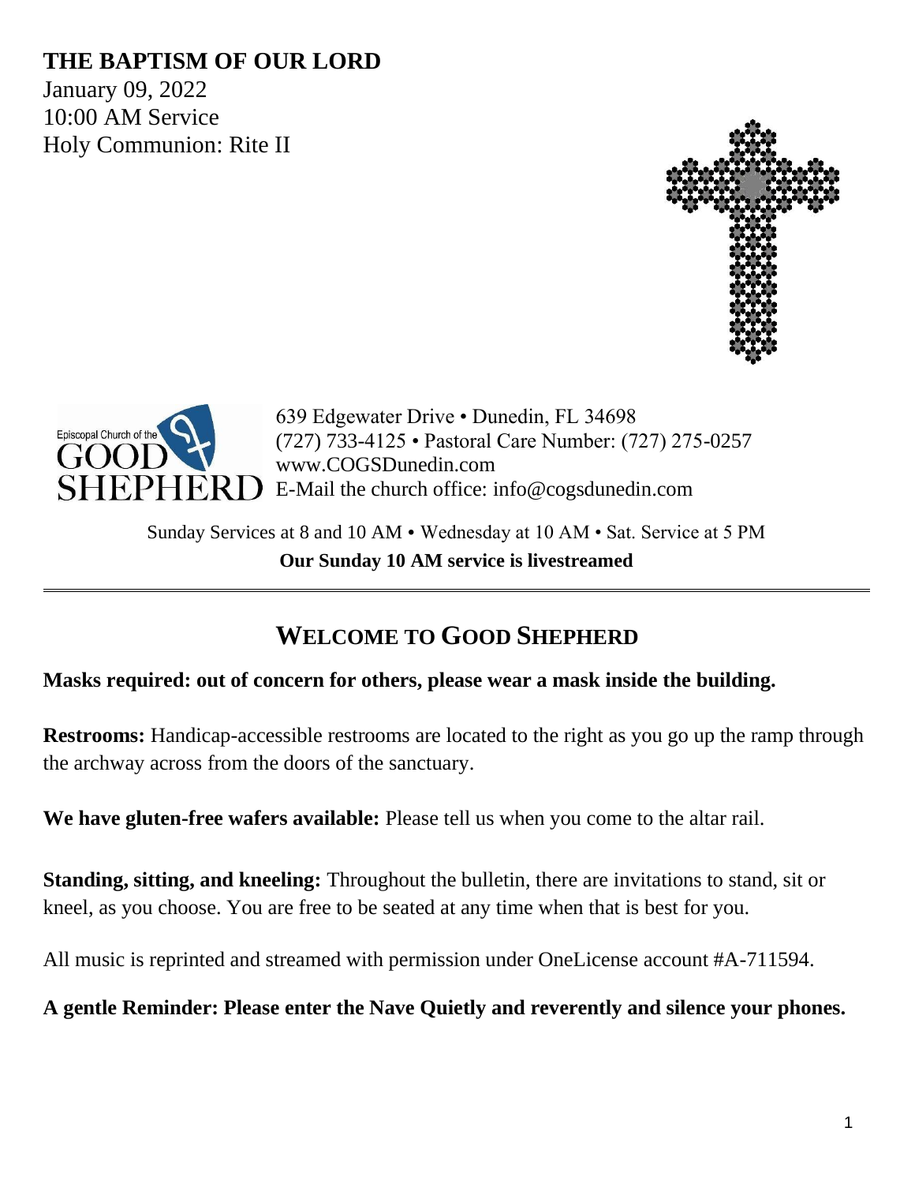# THE BAPTISM OF OUR LORD

January 09, 2022
10:00 AM Service
Holy Communion: Rite II

Episcopal Church of the GOOD SHEPHERD

639 Edgewater Drive • Dunedin, FL 34698
(727) 733-4125 • Pastoral Care Number: (727) 275-0257
www.COGSDunedin.com
E-Mail the church office: info@cogsdunedin.com

Sunday Services at 8 and 10 AM • Wednesday at 10 AM • Sat. Service at 5 PM
**Our Sunday 10 AM service is livestreamed**

---

## WELCOME TO GOOD SHEPHERD

**Masks required: out of concern for others, please wear a mask inside the building.**

**Restrooms:** Handicap-accessible restrooms are located to the right as you go up the ramp through the archway across from the doors of the sanctuary.

**We have gluten-free wafers available:** Please tell us when you come to the altar rail.

**Standing, sitting, and kneeling:** Throughout the bulletin, there are invitations to stand, sit or kneel, as you choose. You are free to be seated at any time when that is best for you.

All music is reprinted and streamed with permission under OneLicense account #A-711594.

**A gentle Reminder: Please enter the Nave Quietly and reverently and silence your phones.**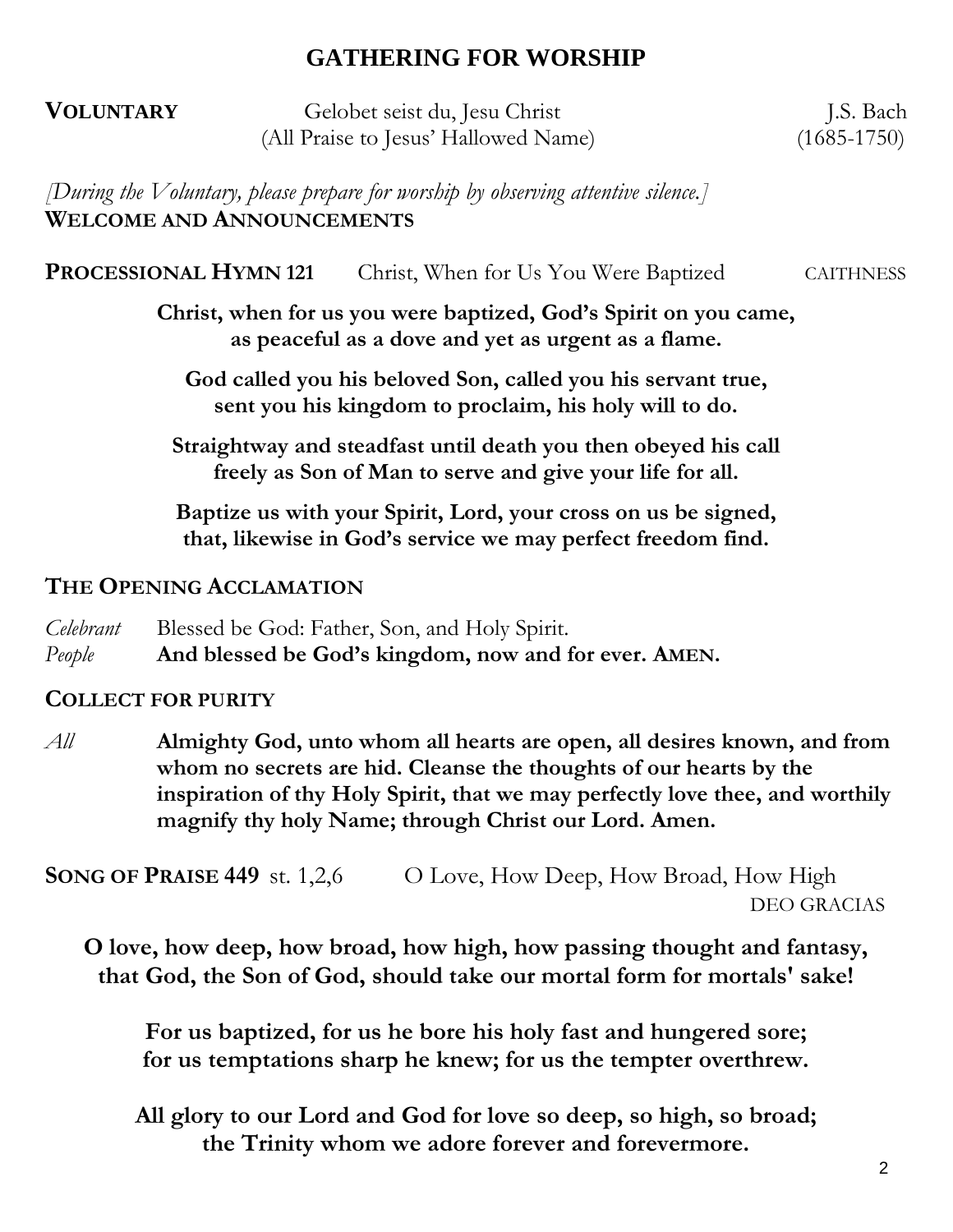# GATHERING FOR WORSHIP

**VOLUNTARY** Gelobet seist du, Jesu Christ (All Praise to Jesus' Hallowed Name) — J.S. Bach (1685-1750)

*[During the Voluntary, please prepare for worship by observing attentive silence.]*

**WELCOME AND ANNOUNCEMENTS**

**PROCESSIONAL HYMN 121** Christ, When for Us You Were Baptized — CAITHNESS

**Christ, when for us you were baptized, God's Spirit on you came,**
**as peaceful as a dove and yet as urgent as a flame.**

**God called you his beloved Son, called you his servant true,**
**sent you his kingdom to proclaim, his holy will to do.**

**Straightway and steadfast until death you then obeyed his call**
**freely as Son of Man to serve and give your life for all.**

**Baptize us with your Spirit, Lord, your cross on us be signed,**
**that, likewise in God's service we may perfect freedom find.**

**THE OPENING ACCLAMATION**

*Celebrant* Blessed be God: Father, Son, and Holy Spirit.
*People* **And blessed be God's kingdom, now and for ever. AMEN.**

**COLLECT FOR PURITY**

*All* **Almighty God, unto whom all hearts are open, all desires known, and from whom no secrets are hid. Cleanse the thoughts of our hearts by the inspiration of thy Holy Spirit, that we may perfectly love thee, and worthily magnify thy holy Name; through Christ our Lord. Amen.**

**SONG OF PRAISE 449** st. 1,2,6 O Love, How Deep, How Broad, How High — DEO GRACIAS

**O love, how deep, how broad, how high, how passing thought and fantasy,**
**that God, the Son of God, should take our mortal form for mortals' sake!**

**For us baptized, for us he bore his holy fast and hungered sore;**
**for us temptations sharp he knew; for us the tempter overthrew.**

**All glory to our Lord and God for love so deep, so high, so broad;**
**the Trinity whom we adore forever and forevermore.**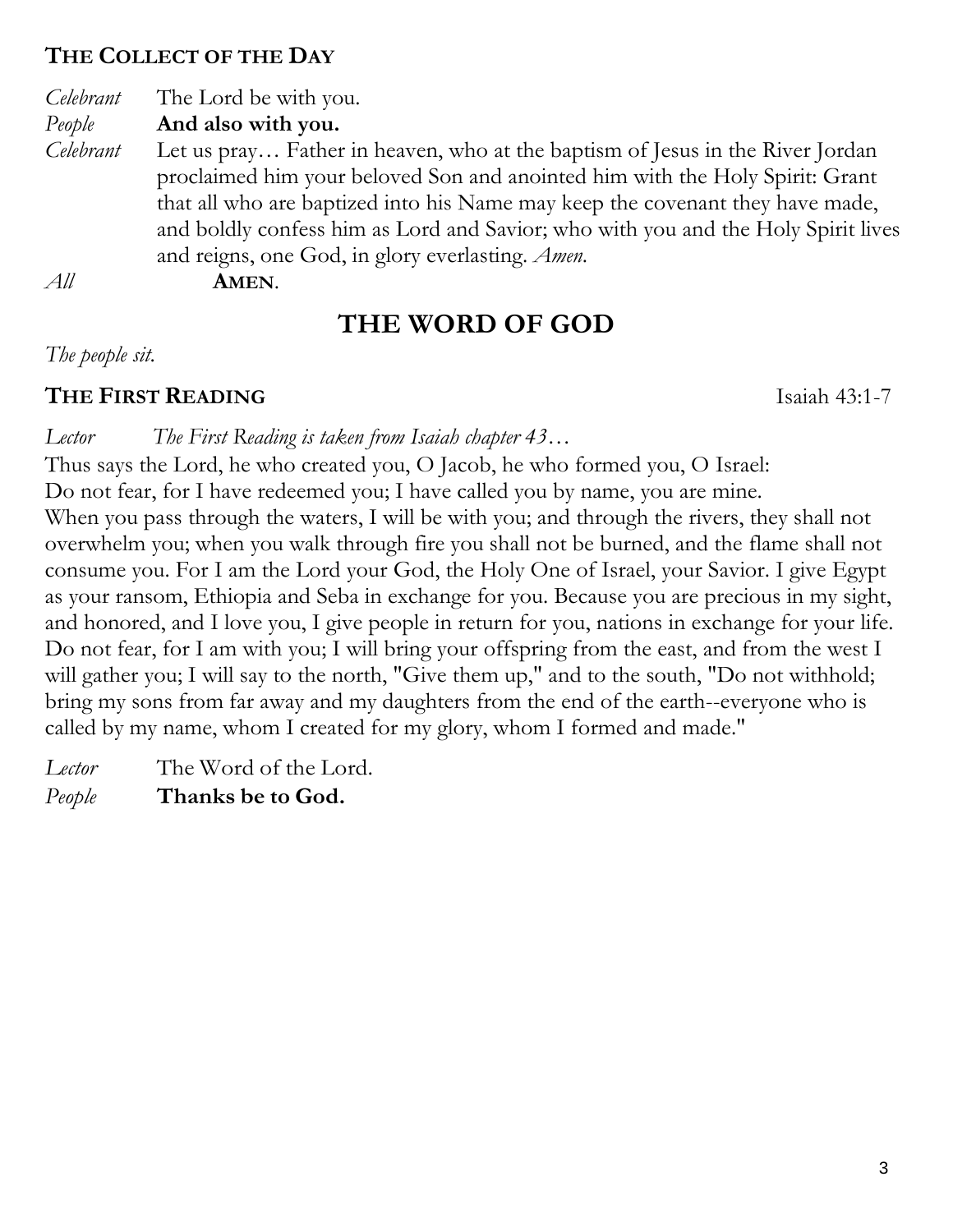### THE COLLECT OF THE DAY

*Celebrant* The Lord be with you.
*People* **And also with you.**
*Celebrant* Let us pray… Father in heaven, who at the baptism of Jesus in the River Jordan proclaimed him your beloved Son and anointed him with the Holy Spirit: Grant that all who are baptized into his Name may keep the covenant they have made, and boldly confess him as Lord and Savior; who with you and the Holy Spirit lives and reigns, one God, in glory everlasting. *Amen.*
*All* **AMEN**.

## THE WORD OF GOD

*The people sit.*

### THE FIRST READING Isaiah 43:1-7

*Lector* *The First Reading is taken from Isaiah chapter 43…*

Thus says the Lord, he who created you, O Jacob, he who formed you, O Israel:
Do not fear, for I have redeemed you; I have called you by name, you are mine.
When you pass through the waters, I will be with you; and through the rivers, they shall not overwhelm you; when you walk through fire you shall not be burned, and the flame shall not consume you. For I am the Lord your God, the Holy One of Israel, your Savior. I give Egypt as your ransom, Ethiopia and Seba in exchange for you. Because you are precious in my sight, and honored, and I love you, I give people in return for you, nations in exchange for your life. Do not fear, for I am with you; I will bring your offspring from the east, and from the west I will gather you; I will say to the north, "Give them up," and to the south, "Do not withhold; bring my sons from far away and my daughters from the end of the earth--everyone who is called by my name, whom I created for my glory, whom I formed and made."

*Lector* The Word of the Lord.
*People* **Thanks be to God.**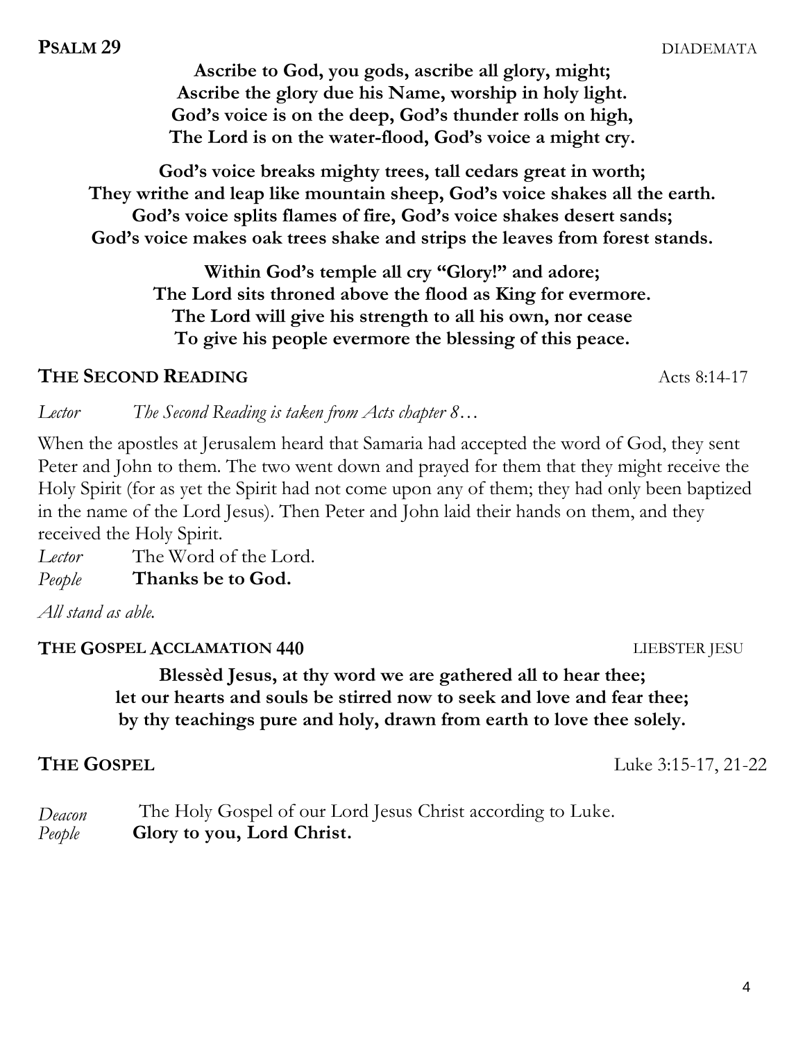## PSALM 29 DIADEMATA

**Ascribe to God, you gods, ascribe all glory, might;**
**Ascribe the glory due his Name, worship in holy light.**
**God's voice is on the deep, God's thunder rolls on high,**
**The Lord is on the water-flood, God's voice a might cry.**

**God's voice breaks mighty trees, tall cedars great in worth;**
**They writhe and leap like mountain sheep, God's voice shakes all the earth.**
**God's voice splits flames of fire, God's voice shakes desert sands;**
**God's voice makes oak trees shake and strips the leaves from forest stands.**

**Within God's temple all cry "Glory!" and adore;**
**The Lord sits throned above the flood as King for evermore.**
**The Lord will give his strength to all his own, nor cease**
**To give his people evermore the blessing of this peace.**

## THE SECOND READING Acts 8:14-17

*Lector* *The Second Reading is taken from Acts chapter 8…*

When the apostles at Jerusalem heard that Samaria had accepted the word of God, they sent Peter and John to them. The two went down and prayed for them that they might receive the Holy Spirit (for as yet the Spirit had not come upon any of them; they had only been baptized in the name of the Lord Jesus). Then Peter and John laid their hands on them, and they received the Holy Spirit.

*Lector* The Word of the Lord.
*People* **Thanks be to God.**

*All stand as able.*

### THE GOSPEL ACCLAMATION 440 LIEBSTER JESU

**Blessèd Jesus, at thy word we are gathered all to hear thee;**
**let our hearts and souls be stirred now to seek and love and fear thee;**
**by thy teachings pure and holy, drawn from earth to love thee solely.**

## THE GOSPEL Luke 3:15-17, 21-22

*Deacon* The Holy Gospel of our Lord Jesus Christ according to Luke.
*People* **Glory to you, Lord Christ.**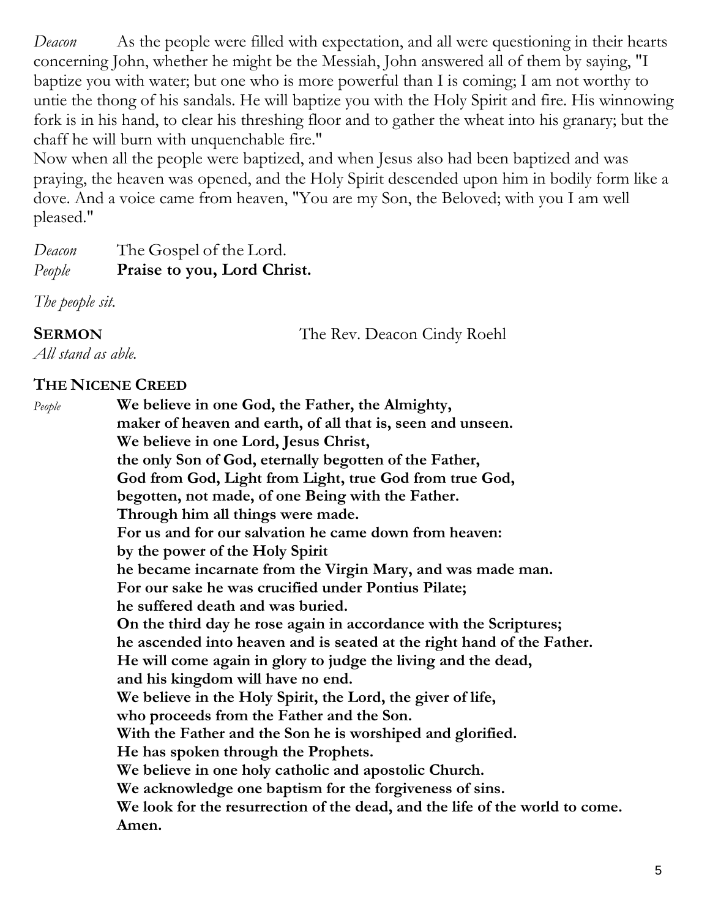*Deacon* As the people were filled with expectation, and all were questioning in their hearts concerning John, whether he might be the Messiah, John answered all of them by saying, "I baptize you with water; but one who is more powerful than I is coming; I am not worthy to untie the thong of his sandals. He will baptize you with the Holy Spirit and fire. His winnowing fork is in his hand, to clear his threshing floor and to gather the wheat into his granary; but the chaff he will burn with unquenchable fire."
Now when all the people were baptized, and when Jesus also had been baptized and was praying, the heaven was opened, and the Holy Spirit descended upon him in bodily form like a dove. And a voice came from heaven, "You are my Son, the Beloved; with you I am well pleased."

*Deacon* The Gospel of the Lord.
*People* **Praise to you, Lord Christ.**

*The people sit.*

**SERMON** The Rev. Deacon Cindy Roehl

*All stand as able.*

**THE NICENE CREED**

*People* **We believe in one God, the Father, the Almighty,**
**maker of heaven and earth, of all that is, seen and unseen.**
**We believe in one Lord, Jesus Christ,**
**the only Son of God, eternally begotten of the Father,**
**God from God, Light from Light, true God from true God,**
**begotten, not made, of one Being with the Father.**
**Through him all things were made.**
**For us and for our salvation he came down from heaven:**
**by the power of the Holy Spirit**
**he became incarnate from the Virgin Mary, and was made man.**
**For our sake he was crucified under Pontius Pilate;**
**he suffered death and was buried.**
**On the third day he rose again in accordance with the Scriptures;**
**he ascended into heaven and is seated at the right hand of the Father.**
**He will come again in glory to judge the living and the dead,**
**and his kingdom will have no end.**
**We believe in the Holy Spirit, the Lord, the giver of life,**
**who proceeds from the Father and the Son.**
**With the Father and the Son he is worshiped and glorified.**
**He has spoken through the Prophets.**
**We believe in one holy catholic and apostolic Church.**
**We acknowledge one baptism for the forgiveness of sins.**
**We look for the resurrection of the dead, and the life of the world to come.**
**Amen.**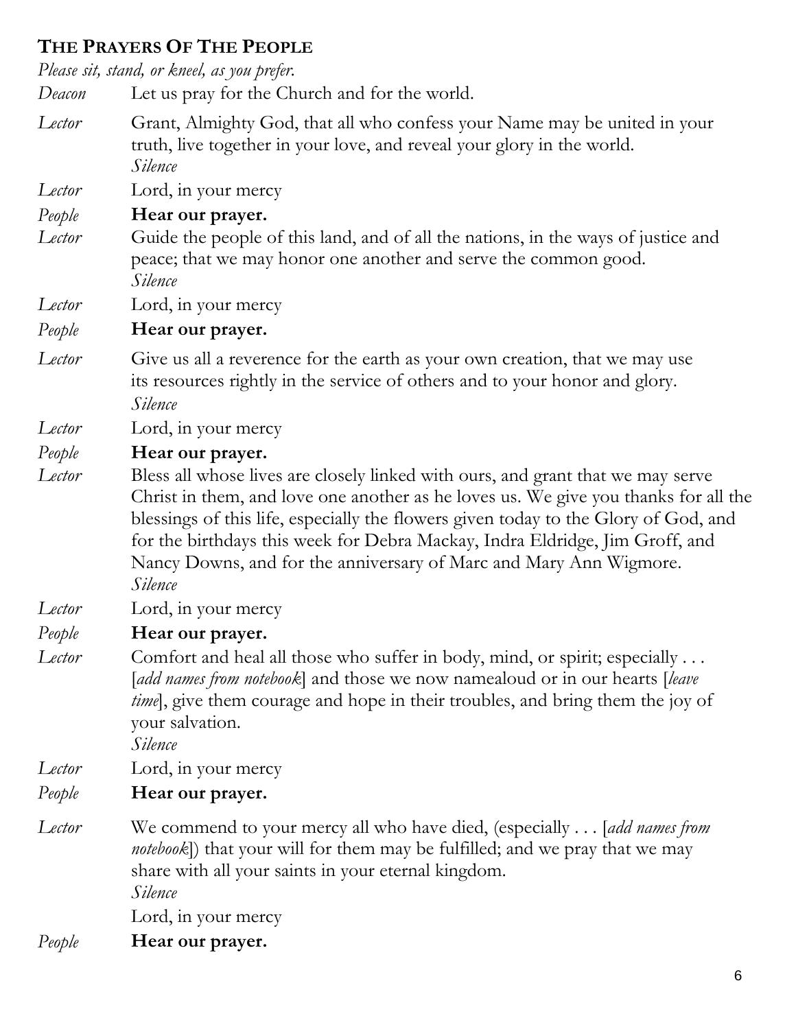## THE PRAYERS OF THE PEOPLE

*Please sit, stand, or kneel, as you prefer.*

*Deacon* Let us pray for the Church and for the world.

*Lector* Grant, Almighty God, that all who confess your Name may be united in your truth, live together in your love, and reveal your glory in the world.
*Silence*

*Lector* Lord, in your mercy

*People* **Hear our prayer.**

*Lector* Guide the people of this land, and of all the nations, in the ways of justice and peace; that we may honor one another and serve the common good.
*Silence*

*Lector* Lord, in your mercy

*People* **Hear our prayer.**

*Lector* Give us all a reverence for the earth as your own creation, that we may use its resources rightly in the service of others and to your honor and glory.
*Silence*

*Lector* Lord, in your mercy

*People* **Hear our prayer.**

*Lector* Bless all whose lives are closely linked with ours, and grant that we may serve Christ in them, and love one another as he loves us. We give you thanks for all the blessings of this life, especially the flowers given today to the Glory of God, and for the birthdays this week for Debra Mackay, Indra Eldridge, Jim Groff, and Nancy Downs, and for the anniversary of Marc and Mary Ann Wigmore.
*Silence*

*Lector* Lord, in your mercy

*People* **Hear our prayer.**

*Lector* Comfort and heal all those who suffer in body, mind, or spirit; especially . . . [*add names from notebook*] and those we now namealoud or in our hearts [*leave time*], give them courage and hope in their troubles, and bring them the joy of your salvation.
*Silence*

*Lector* Lord, in your mercy

*People* **Hear our prayer.**

*Lector* We commend to your mercy all who have died, (especially . . . [*add names from notebook*]) that your will for them may be fulfilled; and we pray that we may share with all your saints in your eternal kingdom.
*Silence*
Lord, in your mercy

*People* **Hear our prayer.**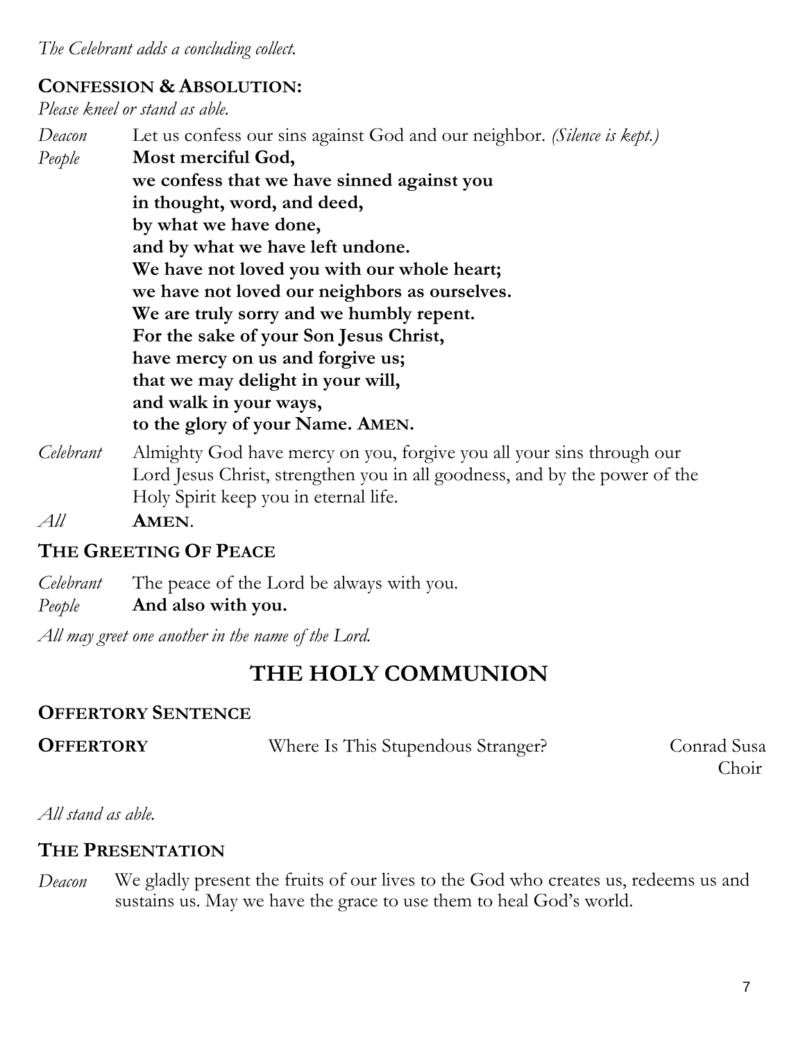*The Celebrant adds a concluding collect.*

### **CONFESSION & ABSOLUTION:**

*Please kneel or stand as able.*

*Deacon* Let us confess our sins against God and our neighbor. *(Silence is kept.)*

*People* **Most merciful God,**
**we confess that we have sinned against you**
**in thought, word, and deed,**
**by what we have done,**
**and by what we have left undone.**
**We have not loved you with our whole heart;**
**we have not loved our neighbors as ourselves.**
**We are truly sorry and we humbly repent.**
**For the sake of your Son Jesus Christ,**
**have mercy on us and forgive us;**
**that we may delight in your will,**
**and walk in your ways,**
**to the glory of your Name. AMEN.**

*Celebrant* Almighty God have mercy on you, forgive you all your sins through our Lord Jesus Christ, strengthen you in all goodness, and by the power of the Holy Spirit keep you in eternal life.

*All* **AMEN**.

### **THE GREETING OF PEACE**

*Celebrant* The peace of the Lord be always with you.

*People* **And also with you.**

*All may greet one another in the name of the Lord.*

## **THE HOLY COMMUNION**

### **OFFERTORY SENTENCE**

**OFFERTORY** Where Is This Stupendous Stranger? Conrad Susa
Choir

*All stand as able.*

### **THE PRESENTATION**

*Deacon* We gladly present the fruits of our lives to the God who creates us, redeems us and sustains us. May we have the grace to use them to heal God's world.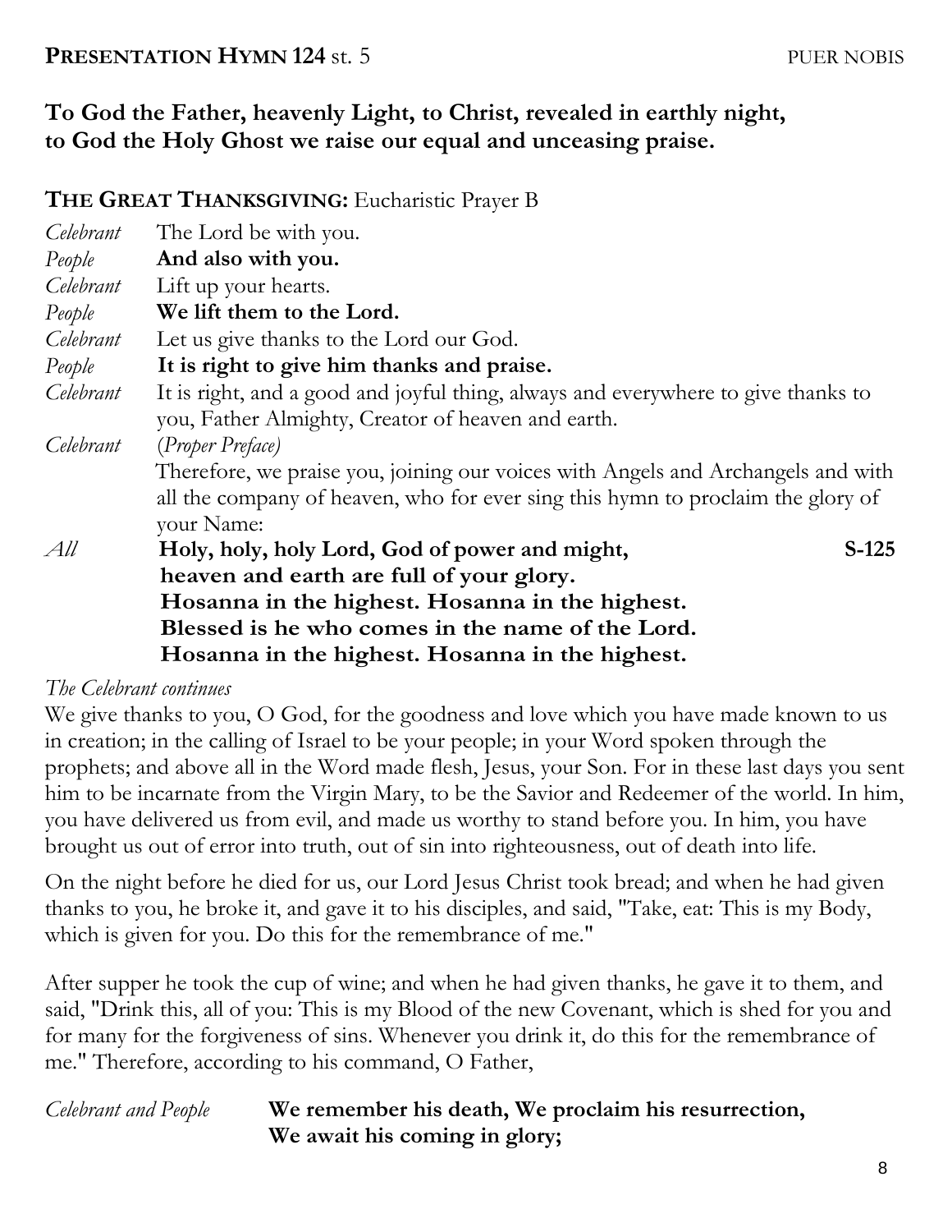**PRESENTATION HYMN 124** st. 5 PUER NOBIS

**To God the Father, heavenly Light, to Christ, revealed in earthly night, to God the Holy Ghost we raise our equal and unceasing praise.**

**THE GREAT THANKSGIVING:** Eucharistic Prayer B

*Celebrant* The Lord be with you.
*People* **And also with you.**
*Celebrant* Lift up your hearts.
*People* **We lift them to the Lord.**
*Celebrant* Let us give thanks to the Lord our God.
*People* **It is right to give him thanks and praise.**
*Celebrant* It is right, and a good and joyful thing, always and everywhere to give thanks to you, Father Almighty, Creator of heaven and earth.
*Celebrant* (*Proper Preface*)
Therefore, we praise you, joining our voices with Angels and Archangels and with all the company of heaven, who for ever sing this hymn to proclaim the glory of your Name:
*All* **Holy, holy, holy Lord, God of power and might,** **S-125**
**heaven and earth are full of your glory.**
**Hosanna in the highest. Hosanna in the highest.**
**Blessed is he who comes in the name of the Lord.**
**Hosanna in the highest. Hosanna in the highest.**

*The Celebrant continues*

We give thanks to you, O God, for the goodness and love which you have made known to us in creation; in the calling of Israel to be your people; in your Word spoken through the prophets; and above all in the Word made flesh, Jesus, your Son. For in these last days you sent him to be incarnate from the Virgin Mary, to be the Savior and Redeemer of the world. In him, you have delivered us from evil, and made us worthy to stand before you. In him, you have brought us out of error into truth, out of sin into righteousness, out of death into life.

On the night before he died for us, our Lord Jesus Christ took bread; and when he had given thanks to you, he broke it, and gave it to his disciples, and said, "Take, eat: This is my Body, which is given for you. Do this for the remembrance of me."

After supper he took the cup of wine; and when he had given thanks, he gave it to them, and said, "Drink this, all of you: This is my Blood of the new Covenant, which is shed for you and for many for the forgiveness of sins. Whenever you drink it, do this for the remembrance of me." Therefore, according to his command, O Father,

*Celebrant and People* **We remember his death, We proclaim his resurrection,**
**We await his coming in glory;**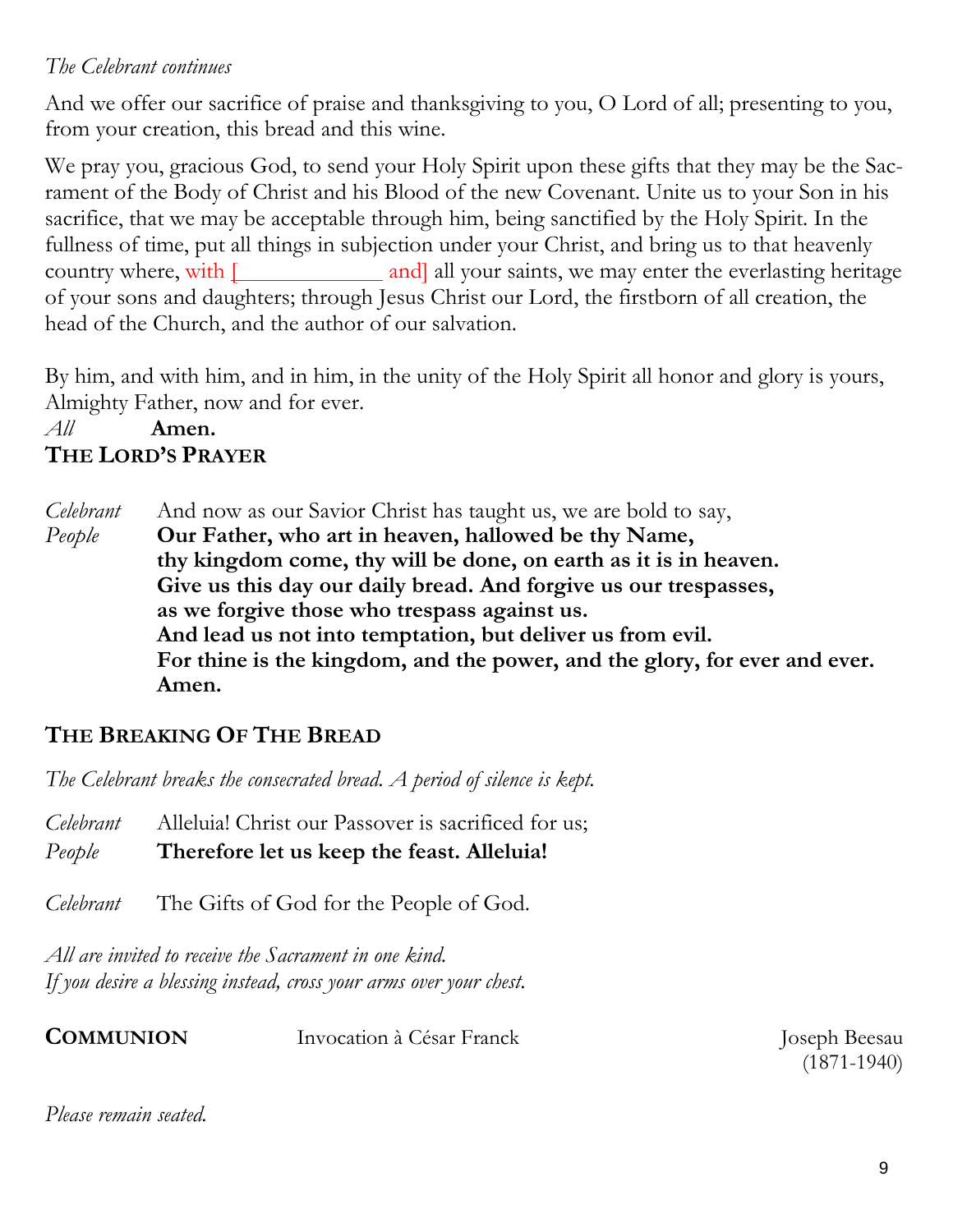*The Celebrant continues*

And we offer our sacrifice of praise and thanksgiving to you, O Lord of all; presenting to you, from your creation, this bread and this wine.

We pray you, gracious God, to send your Holy Spirit upon these gifts that they may be the Sacrament of the Body of Christ and his Blood of the new Covenant. Unite us to your Son in his sacrifice, that we may be acceptable through him, being sanctified by the Holy Spirit. In the fullness of time, put all things in subjection under your Christ, and bring us to that heavenly country where, with [____________ and] all your saints, we may enter the everlasting heritage of your sons and daughters; through Jesus Christ our Lord, the firstborn of all creation, the head of the Church, and the author of our salvation.

By him, and with him, and in him, in the unity of the Holy Spirit all honor and glory is yours, Almighty Father, now and for ever.

*All* **Amen.**

## THE LORD'S PRAYER

*Celebrant* And now as our Savior Christ has taught us, we are bold to say,

*People* **Our Father, who art in heaven, hallowed be thy Name,**
**thy kingdom come, thy will be done, on earth as it is in heaven.**
**Give us this day our daily bread. And forgive us our trespasses,**
**as we forgive those who trespass against us.**
**And lead us not into temptation, but deliver us from evil.**
**For thine is the kingdom, and the power, and the glory, for ever and ever.**
**Amen.**

## THE BREAKING OF THE BREAD

*The Celebrant breaks the consecrated bread. A period of silence is kept.*

*Celebrant* Alleluia! Christ our Passover is sacrificed for us;

*People* **Therefore let us keep the feast. Alleluia!**

*Celebrant* The Gifts of God for the People of God.

*All are invited to receive the Sacrament in one kind.*
*If you desire a blessing instead, cross your arms over your chest.*

**COMMUNION** Invocation à César Franck — Joseph Beesau (1871-1940)

*Please remain seated.*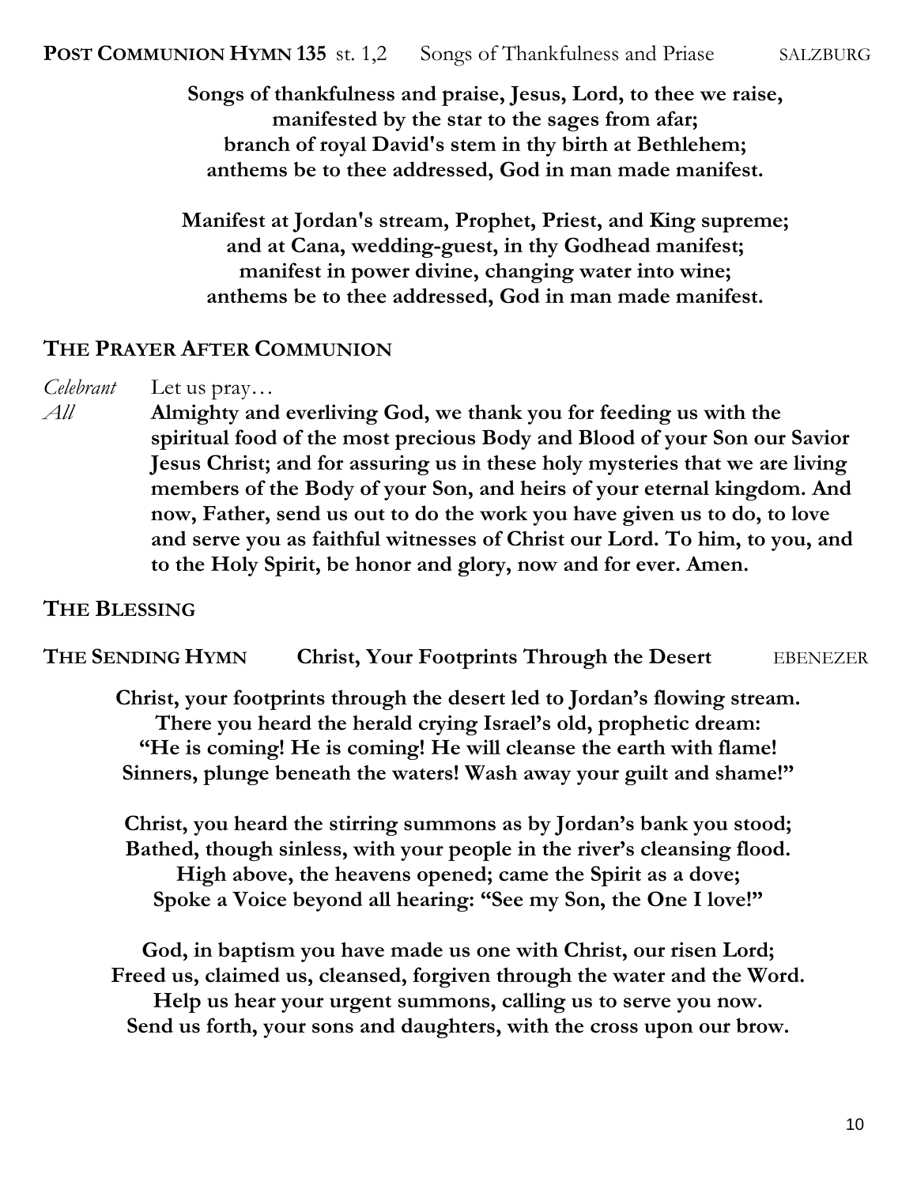**POST COMMUNION HYMN 135** st. 1,2 Songs of Thankfulness and Priase SALZBURG

**Songs of thankfulness and praise, Jesus, Lord, to thee we raise,**
**manifested by the star to the sages from afar;**
**branch of royal David's stem in thy birth at Bethlehem;**
**anthems be to thee addressed, God in man made manifest.**

**Manifest at Jordan's stream, Prophet, Priest, and King supreme;**
**and at Cana, wedding-guest, in thy Godhead manifest;**
**manifest in power divine, changing water into wine;**
**anthems be to thee addressed, God in man made manifest.**

## THE PRAYER AFTER COMMUNION

*Celebrant* Let us pray…

*All* **Almighty and everliving God, we thank you for feeding us with the spiritual food of the most precious Body and Blood of your Son our Savior Jesus Christ; and for assuring us in these holy mysteries that we are living members of the Body of your Son, and heirs of your eternal kingdom. And now, Father, send us out to do the work you have given us to do, to love and serve you as faithful witnesses of Christ our Lord. To him, to you, and to the Holy Spirit, be honor and glory, now and for ever. Amen.**

## THE BLESSING

**THE SENDING HYMN** **Christ, Your Footprints Through the Desert** EBENEZER

**Christ, your footprints through the desert led to Jordan's flowing stream.**
**There you heard the herald crying Israel's old, prophetic dream:**
**"He is coming! He is coming! He will cleanse the earth with flame!**
**Sinners, plunge beneath the waters! Wash away your guilt and shame!"**

**Christ, you heard the stirring summons as by Jordan's bank you stood;**
**Bathed, though sinless, with your people in the river's cleansing flood.**
**High above, the heavens opened; came the Spirit as a dove;**
**Spoke a Voice beyond all hearing: "See my Son, the One I love!"**

**God, in baptism you have made us one with Christ, our risen Lord;**
**Freed us, claimed us, cleansed, forgiven through the water and the Word.**
**Help us hear your urgent summons, calling us to serve you now.**
**Send us forth, your sons and daughters, with the cross upon our brow.**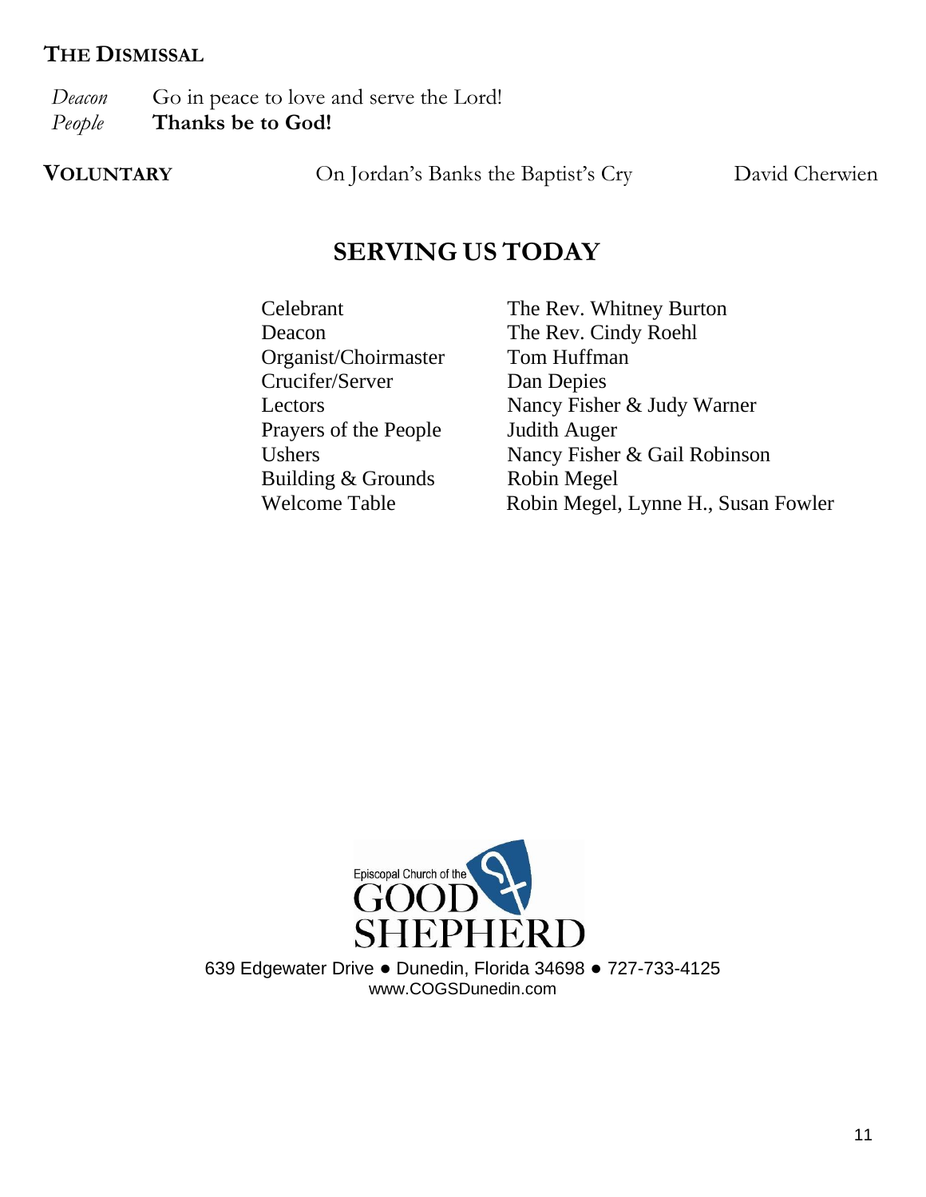## THE DISMISSAL

*Deacon* Go in peace to love and serve the Lord!
*People* **Thanks be to God!**

**VOLUNTARY** On Jordan's Banks the Baptist's Cry David Cherwien

## SERVING US TODAY

| | |
|---|---|
| Celebrant | The Rev. Whitney Burton |
| Deacon | The Rev. Cindy Roehl |
| Organist/Choirmaster | Tom Huffman |
| Crucifer/Server | Dan Depies |
| Lectors | Nancy Fisher & Judy Warner |
| Prayers of the People | Judith Auger |
| Ushers | Nancy Fisher & Gail Robinson |
| Building & Grounds | Robin Megel |
| Welcome Table | Robin Megel, Lynne H., Susan Fowler |

Episcopal Church of the GOOD SHEPHERD

639 Edgewater Drive ● Dunedin, Florida 34698 ● 727-733-4125
www.COGSDunedin.com